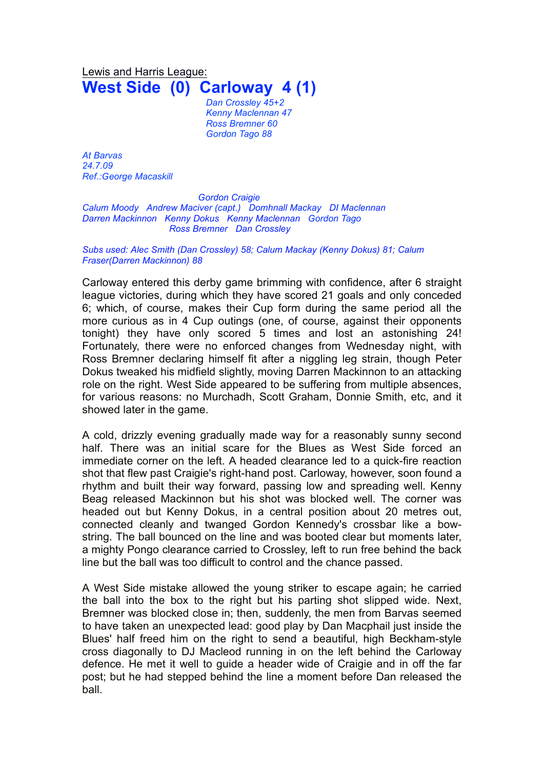Lewis and Harris League:

# West Side (0) Carloway 4 (1)

*Dan Crossley 45+2*
*Kenny Maclennan 47*
*Ross Bremner 60*
*Gordon Tago 88*

*At Barvas*
*24.7.09*
*Ref.:George Macaskill*

*Gordon Craigie*
*Calum Moody Andrew Maciver (capt.) Domhnall Mackay DI Maclennan*
*Darren Mackinnon Kenny Dokus Kenny Maclennan Gordon Tago*
*Ross Bremner Dan Crossley*

*Subs used: Alec Smith (Dan Crossley) 58; Calum Mackay (Kenny Dokus) 81; Calum Fraser(Darren Mackinnon) 88*

Carloway entered this derby game brimming with confidence, after 6 straight league victories, during which they have scored 21 goals and only conceded 6; which, of course, makes their Cup form during the same period all the more curious as in 4 Cup outings (one, of course, against their opponents tonight) they have only scored 5 times and lost an astonishing 24! Fortunately, there were no enforced changes from Wednesday night, with Ross Bremner declaring himself fit after a niggling leg strain, though Peter Dokus tweaked his midfield slightly, moving Darren Mackinnon to an attacking role on the right. West Side appeared to be suffering from multiple absences, for various reasons: no Murchadh, Scott Graham, Donnie Smith, etc, and it showed later in the game.

A cold, drizzly evening gradually made way for a reasonably sunny second half. There was an initial scare for the Blues as West Side forced an immediate corner on the left. A headed clearance led to a quick-fire reaction shot that flew past Craigie's right-hand post. Carloway, however, soon found a rhythm and built their way forward, passing low and spreading well. Kenny Beag released Mackinnon but his shot was blocked well. The corner was headed out but Kenny Dokus, in a central position about 20 metres out, connected cleanly and twanged Gordon Kennedy's crossbar like a bow-string. The ball bounced on the line and was booted clear but moments later, a mighty Pongo clearance carried to Crossley, left to run free behind the back line but the ball was too difficult to control and the chance passed.

A West Side mistake allowed the young striker to escape again; he carried the ball into the box to the right but his parting shot slipped wide. Next, Bremner was blocked close in; then, suddenly, the men from Barvas seemed to have taken an unexpected lead: good play by Dan Macphail just inside the Blues' half freed him on the right to send a beautiful, high Beckham-style cross diagonally to DJ Macleod running in on the left behind the Carloway defence. He met it well to guide a header wide of Craigie and in off the far post; but he had stepped behind the line a moment before Dan released the ball.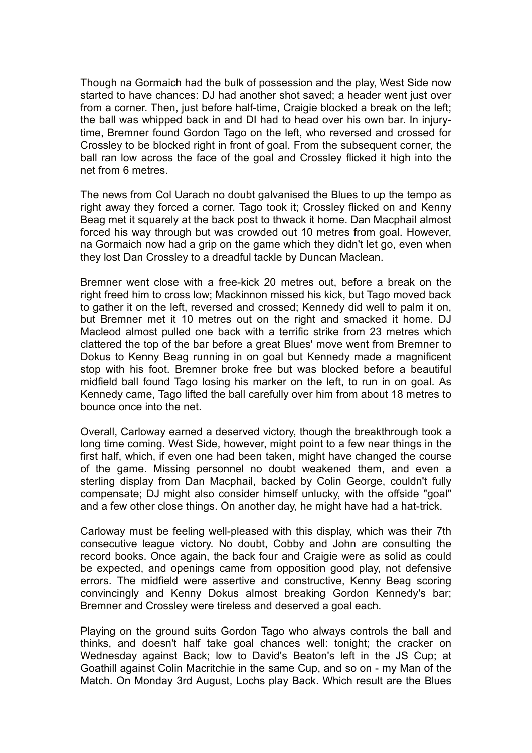Though na Gormaich had the bulk of possession and the play, West Side now started to have chances: DJ had another shot saved; a header went just over from a corner. Then, just before half-time, Craigie blocked a break on the left; the ball was whipped back in and DI had to head over his own bar. In injury-time, Bremner found Gordon Tago on the left, who reversed and crossed for Crossley to be blocked right in front of goal. From the subsequent corner, the ball ran low across the face of the goal and Crossley flicked it high into the net from 6 metres.

The news from Col Uarach no doubt galvanised the Blues to up the tempo as right away they forced a corner. Tago took it; Crossley flicked on and Kenny Beag met it squarely at the back post to thwack it home. Dan Macphail almost forced his way through but was crowded out 10 metres from goal. However, na Gormaich now had a grip on the game which they didn't let go, even when they lost Dan Crossley to a dreadful tackle by Duncan Maclean.

Bremner went close with a free-kick 20 metres out, before a break on the right freed him to cross low; Mackinnon missed his kick, but Tago moved back to gather it on the left, reversed and crossed; Kennedy did well to palm it on, but Bremner met it 10 metres out on the right and smacked it home. DJ Macleod almost pulled one back with a terrific strike from 23 metres which clattered the top of the bar before a great Blues' move went from Bremner to Dokus to Kenny Beag running in on goal but Kennedy made a magnificent stop with his foot. Bremner broke free but was blocked before a beautiful midfield ball found Tago losing his marker on the left, to run in on goal. As Kennedy came, Tago lifted the ball carefully over him from about 18 metres to bounce once into the net.

Overall, Carloway earned a deserved victory, though the breakthrough took a long time coming. West Side, however, might point to a few near things in the first half, which, if even one had been taken, might have changed the course of the game. Missing personnel no doubt weakened them, and even a sterling display from Dan Macphail, backed by Colin George, couldn't fully compensate; DJ might also consider himself unlucky, with the offside "goal" and a few other close things. On another day, he might have had a hat-trick.

Carloway must be feeling well-pleased with this display, which was their 7th consecutive league victory. No doubt, Cobby and John are consulting the record books. Once again, the back four and Craigie were as solid as could be expected, and openings came from opposition good play, not defensive errors. The midfield were assertive and constructive, Kenny Beag scoring convincingly and Kenny Dokus almost breaking Gordon Kennedy's bar; Bremner and Crossley were tireless and deserved a goal each.

Playing on the ground suits Gordon Tago who always controls the ball and thinks, and doesn't half take goal chances well: tonight; the cracker on Wednesday against Back; low to David's Beaton's left in the JS Cup; at Goathill against Colin Macritchie in the same Cup, and so on - my Man of the Match. On Monday 3rd August, Lochs play Back. Which result are the Blues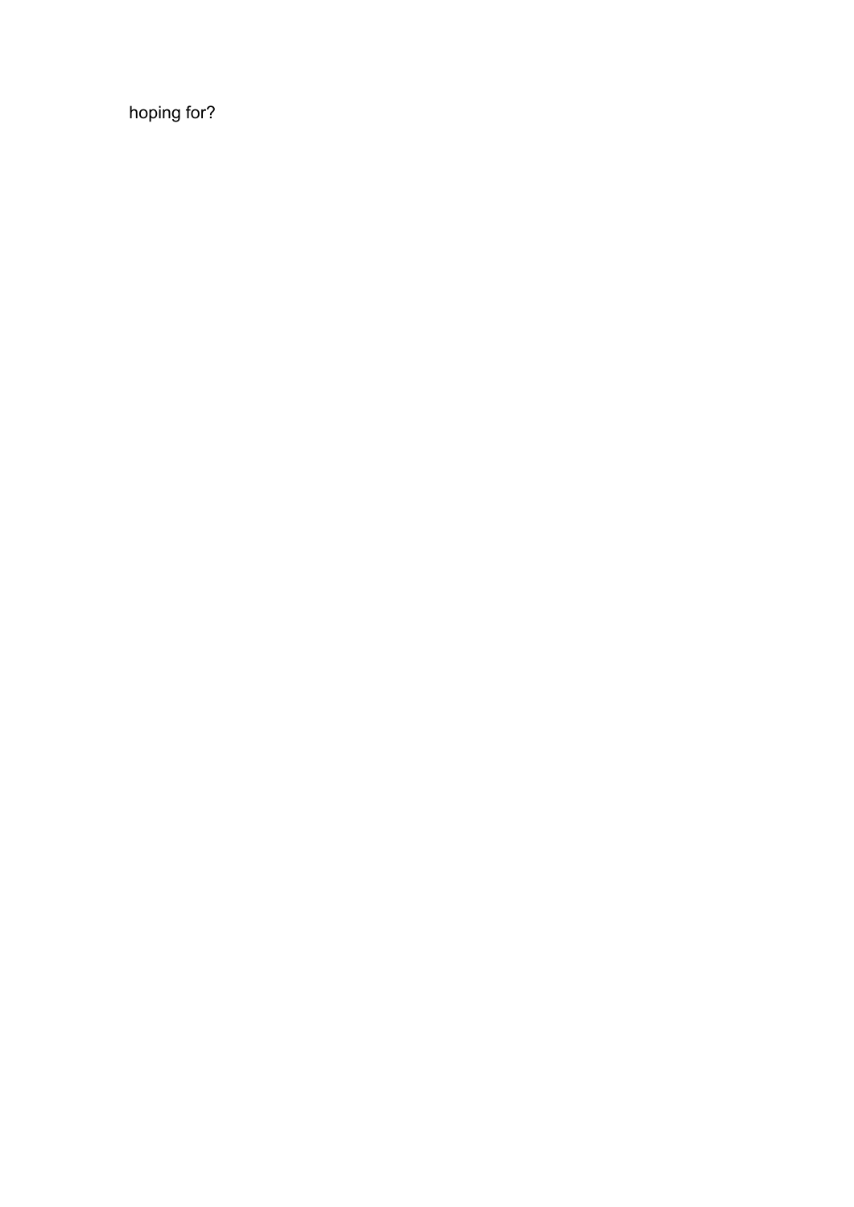hoping for?